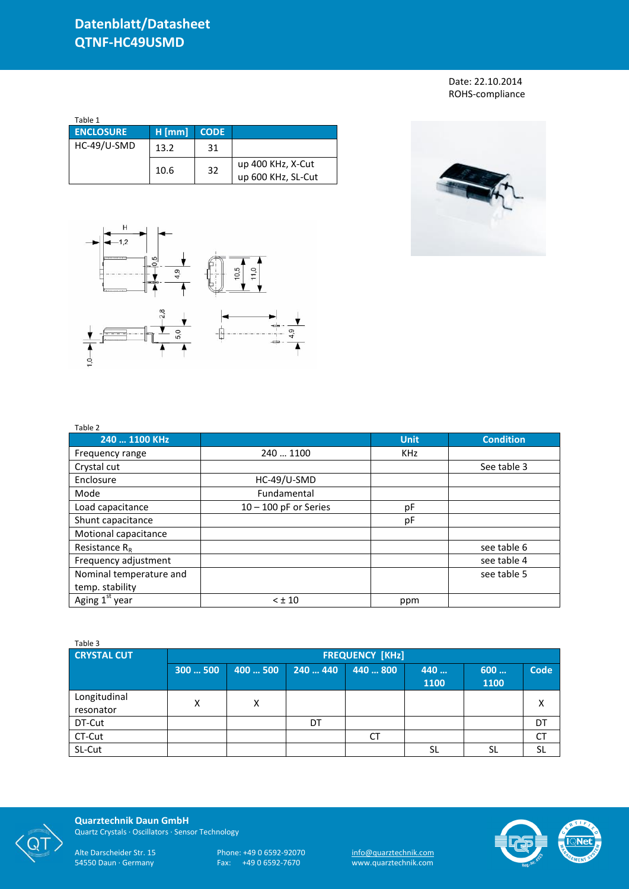# Datenblatt/Datasheet
# QTNF-HC49USMD

Date: 22.10.2014
ROHS-compliance

Table 1

| ENCLOSURE | H [mm] | CODE | |
|---|---|---|---|
| HC-49/U-SMD | 13.2 | 31 | |
| | 10.6 | 32 | up 400 KHz, X-Cut<br>up 600 KHz, SL-Cut |

Table 2

| 240 … 1100 KHz | | Unit | Condition |
|---|---|---|---|
| Frequency range | 240 … 1100 | KHz | |
| Crystal cut | | | See table 3 |
| Enclosure | HC-49/U-SMD | | |
| Mode | Fundamental | | |
| Load capacitance | 10 – 100 pF or Series | pF | |
| Shunt capacitance | | pF | |
| Motional capacitance | | | |
| Resistance $R_R$ | | | see table 6 |
| Frequency adjustment | | | see table 4 |
| Nominal temperature and temp. stability | | | see table 5 |
| Aging 1st year | < ± 10 | ppm | |

Table 3

| CRYSTAL CUT | FREQUENCY [KHz] | | | | | | |
|---|---|---|---|---|---|---|---|
| | 300 … 500 | 400 … 500 | 240 … 440 | 440 … 800 | 440 … 1100 | 600 … 1100 | Code |
| Longitudinal resonator | X | X | | | | | X |
| DT-Cut | | | DT | | | | DT |
| CT-Cut | | | | CT | | | CT |
| SL-Cut | | | | | SL | SL | SL |

**Quarztechnik Daun GmbH**
Quartz Crystals · Oscillators · Sensor Technology

Alte Darscheider Str. 15
54550 Daun · Germany

Phone: +49 0 6592-92070
Fax: +49 0 6592-7670

info@quarztechnik.com
www.quarztechnik.com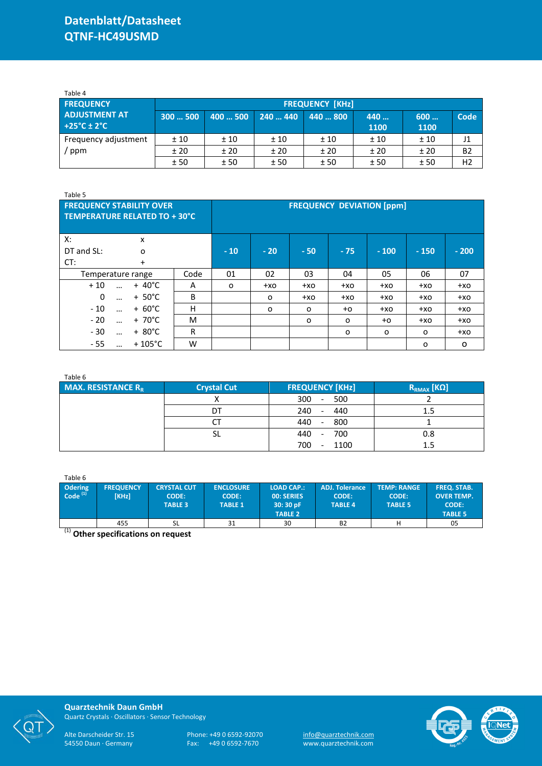Table 4

| FREQUENCY ADJUSTMENT AT +25°C ± 2°C | FREQUENCY [KHz] | | | | | | |
|---|---|---|---|---|---|---|---|
| | 300 … 500 | 400 … 500 | 240 … 440 | 440 … 800 | 440 … 1100 | 600 … 1100 | Code |
| Frequency adjustment / ppm | ± 10 | ± 10 | ± 10 | ± 10 | ± 10 | ± 10 | J1 |
| | ± 20 | ± 20 | ± 20 | ± 20 | ± 20 | ± 20 | B2 |
| | ± 50 | ± 50 | ± 50 | ± 50 | ± 50 | ± 50 | H2 |

Table 5

| FREQUENCY STABILITY OVER TEMPERATURE RELATED TO + 30°C | | FREQUENCY DEVIATION [ppm] | | | | | | |
|---|---|---|---|---|---|---|---|---|
| X: x<br>DT and SL: o<br>CT: + | | - 10 | - 20 | - 50 | - 75 | - 100 | - 150 | - 200 |
| Temperature range | Code | 01 | 02 | 03 | 04 | 05 | 06 | 07 |
| + 10 … + 40°C | A | o | +xo | +xo | +xo | +xo | +xo | +xo |
| 0 … + 50°C | B | | o | +xo | +xo | +xo | +xo | +xo |
| - 10 … + 60°C | H | | o | o | +o | +xo | +xo | +xo |
| - 20 … + 70°C | M | | | o | o | +o | +xo | +xo |
| - 30 … + 80°C | R | | | | o | o | o | +xo |
| - 55 … + 105°C | W | | | | | | o | o |

Table 6

| MAX. RESISTANCE $R_R$ | Crystal Cut | FREQUENCY [KHz] | $R_{RMAX}$ [KΩ] |
|---|---|---|---|
| | X | 300 - 500 | 2 |
| | DT | 240 - 440 | 1.5 |
| | CT | 440 - 800 | 1 |
| | SL | 440 - 700 | 0.8 |
| | | 700 - 1100 | 1.5 |

Table 6

| Odering Code [(1)] | FREQUENCY [KHz] | CRYSTAL CUT CODE: TABLE 3 | ENCLOSURE CODE: TABLE 1 | LOAD CAP.: 00: SERIES 30: 30 pF TABLE 2 | ADJ. Tolerance CODE: TABLE 4 | TEMP: RANGE CODE: TABLE 5 | FREQ. STAB. OVER TEMP. CODE: TABLE 5 |
|---|---|---|---|---|---|---|---|
| | 455 | SL | 31 | 30 | B2 | H | 05 |

(1) **Other specifications on request**